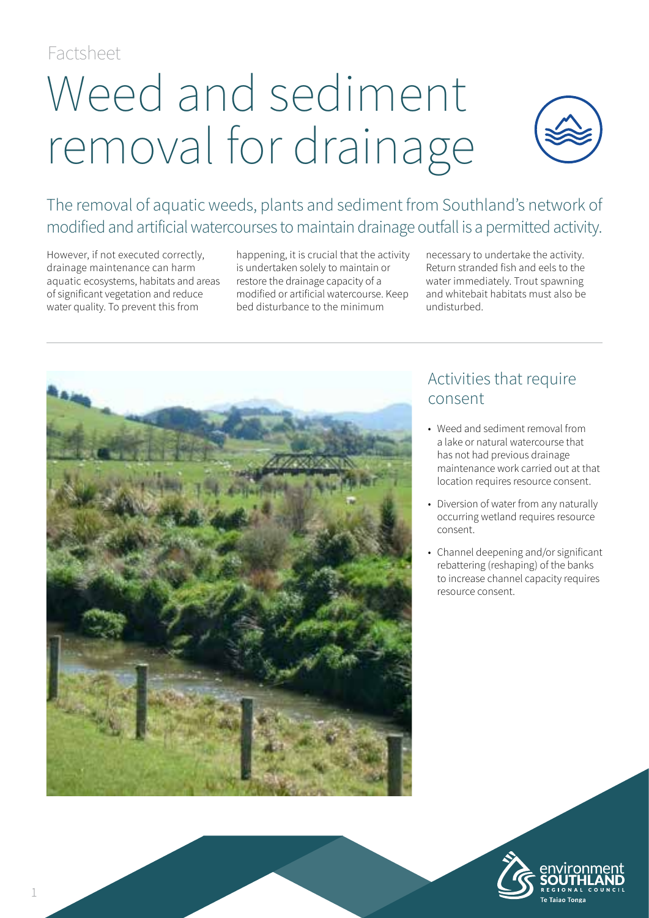Factsheet

# Weed and sediment removal for drainage

## The removal of aquatic weeds, plants and sediment from Southland's network of modified and artificial watercourses to maintain drainage outfall is a permitted activity.

However, if not executed correctly, drainage maintenance can harm aquatic ecosystems, habitats and areas of significant vegetation and reduce water quality. To prevent this from happening, it is crucial that the activity is undertaken solely to maintain or restore the drainage capacity of a modified or artificial watercourse. Keep bed disturbance to the minimum necessary to undertake the activity. Return stranded fish and eels to the water immediately. Trout spawning and whitebait habitats must also be undisturbed.

## Activities that require consent

- Weed and sediment removal from a lake or natural watercourse that has not had previous drainage maintenance work carried out at that location requires resource consent.
- Diversion of water from any naturally occurring wetland requires resource consent.
- Channel deepening and/or significant rebattering (reshaping) of the banks to increase channel capacity requires resource consent.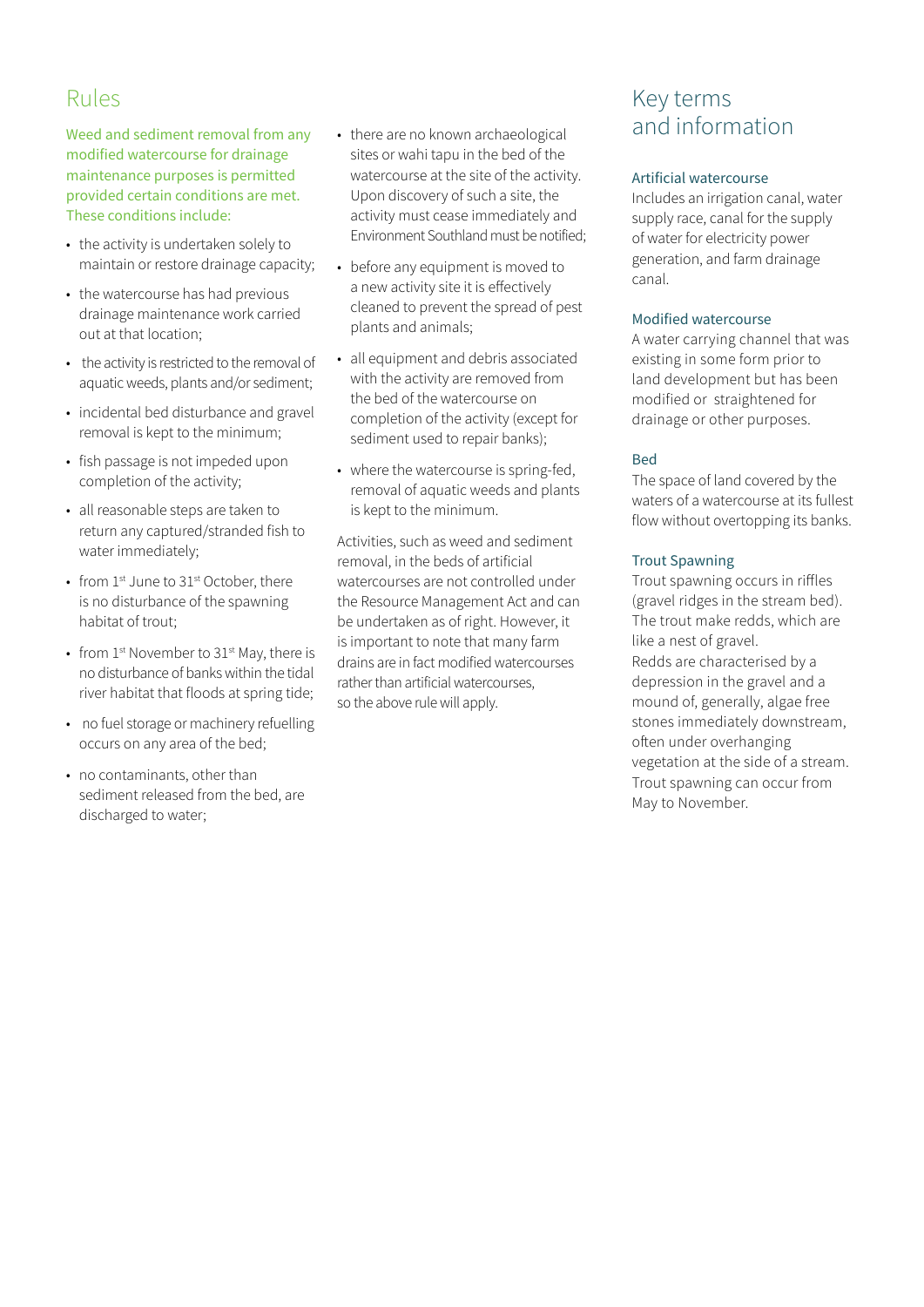## Rules

Weed and sediment removal from any modified watercourse for drainage maintenance purposes is permitted provided certain conditions are met. These conditions include:

- the activity is undertaken solely to maintain or restore drainage capacity;
- the watercourse has had previous drainage maintenance work carried out at that location;
- the activity is restricted to the removal of aquatic weeds, plants and/or sediment;
- incidental bed disturbance and gravel removal is kept to the minimum;
- fish passage is not impeded upon completion of the activity;
- all reasonable steps are taken to return any captured/stranded fish to water immediately;
- from 1st June to 31st October, there is no disturbance of the spawning habitat of trout;
- from 1st November to 31st May, there is no disturbance of banks within the tidal river habitat that floods at spring tide;
- no fuel storage or machinery refuelling occurs on any area of the bed;
- no contaminants, other than sediment released from the bed, are discharged to water;
- there are no known archaeological sites or wahi tapu in the bed of the watercourse at the site of the activity. Upon discovery of such a site, the activity must cease immediately and Environment Southland must be notified;
- before any equipment is moved to a new activity site it is effectively cleaned to prevent the spread of pest plants and animals;
- all equipment and debris associated with the activity are removed from the bed of the watercourse on completion of the activity (except for sediment used to repair banks);
- where the watercourse is spring-fed, removal of aquatic weeds and plants is kept to the minimum.

Activities, such as weed and sediment removal, in the beds of artificial watercourses are not controlled under the Resource Management Act and can be undertaken as of right. However, it is important to note that many farm drains are in fact modified watercourses rather than artificial watercourses, so the above rule will apply.

## Key terms and information

### Artificial watercourse

Includes an irrigation canal, water supply race, canal for the supply of water for electricity power generation, and farm drainage canal.

### Modified watercourse

A water carrying channel that was existing in some form prior to land development but has been modified or straightened for drainage or other purposes.

### Bed

The space of land covered by the waters of a watercourse at its fullest flow without overtopping its banks.

### Trout Spawning

Trout spawning occurs in riffles (gravel ridges in the stream bed). The trout make redds, which are like a nest of gravel.
Redds are characterised by a depression in the gravel and a mound of, generally, algae free stones immediately downstream, often under overhanging vegetation at the side of a stream. Trout spawning can occur from May to November.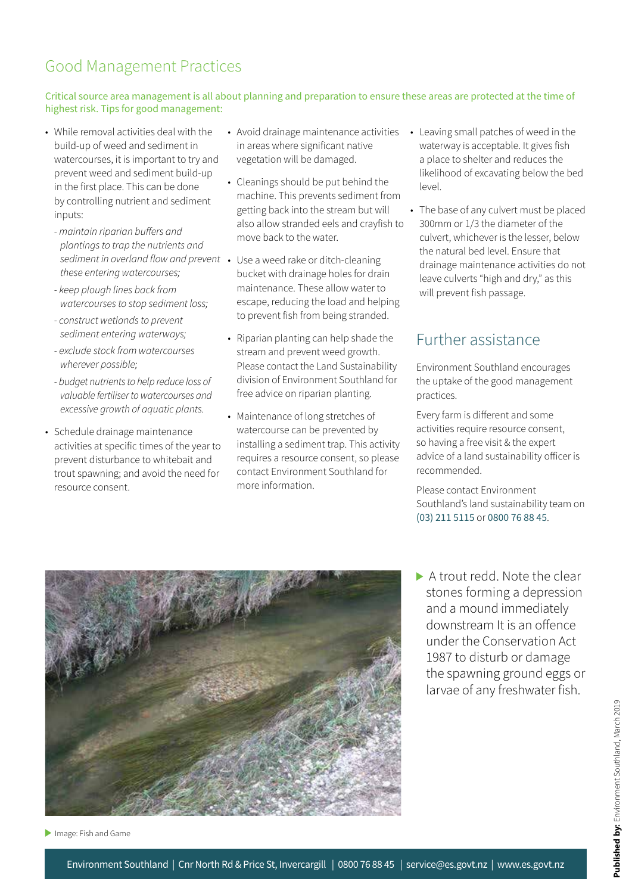## Good Management Practices

Critical source area management is all about planning and preparation to ensure these areas are protected at the time of highest risk. Tips for good management:

- While removal activities deal with the build-up of weed and sediment in watercourses, it is important to try and prevent weed and sediment build-up in the first place. This can be done by controlling nutrient and sediment inputs:
  - *maintain riparian buffers and plantings to trap the nutrients and sediment in overland flow and prevent these entering watercourses;*
  - *keep plough lines back from watercourses to stop sediment loss;*
  - *construct wetlands to prevent sediment entering waterways;*
  - *exclude stock from watercourses wherever possible;*
  - *budget nutrients to help reduce loss of valuable fertiliser to watercourses and excessive growth of aquatic plants.*
- Schedule drainage maintenance activities at specific times of the year to prevent disturbance to whitebait and trout spawning; and avoid the need for resource consent.
- Avoid drainage maintenance activities in areas where significant native vegetation will be damaged.
- Cleanings should be put behind the machine. This prevents sediment from getting back into the stream but will also allow stranded eels and crayfish to move back to the water.
- Use a weed rake or ditch-cleaning bucket with drainage holes for drain maintenance. These allow water to escape, reducing the load and helping to prevent fish from being stranded.
- Riparian planting can help shade the stream and prevent weed growth. Please contact the Land Sustainability division of Environment Southland for free advice on riparian planting.
- Maintenance of long stretches of watercourse can be prevented by installing a sediment trap. This activity requires a resource consent, so please contact Environment Southland for more information.
- Leaving small patches of weed in the waterway is acceptable. It gives fish a place to shelter and reduces the likelihood of excavating below the bed level.
- The base of any culvert must be placed 300mm or 1/3 the diameter of the culvert, whichever is the lesser, below the natural bed level. Ensure that drainage maintenance activities do not leave culverts "high and dry," as this will prevent fish passage.

## Further assistance

Environment Southland encourages the uptake of the good management practices.

Every farm is different and some activities require resource consent, so having a free visit & the expert advice of a land sustainability officer is recommended.

Please contact Environment Southland's land sustainability team on (03) 211 5115 or 0800 76 88 45.

A trout redd. Note the clear stones forming a depression and a mound immediately downstream It is an offence under the Conservation Act 1987 to disturb or damage the spawning ground eggs or larvae of any freshwater fish.

Image: Fish and Game

Environment Southland | Cnr North Rd & Price St, Invercargill | 0800 76 88 45 | service@es.govt.nz | www.es.govt.nz

**Published by:** Environment Southland, March 2019